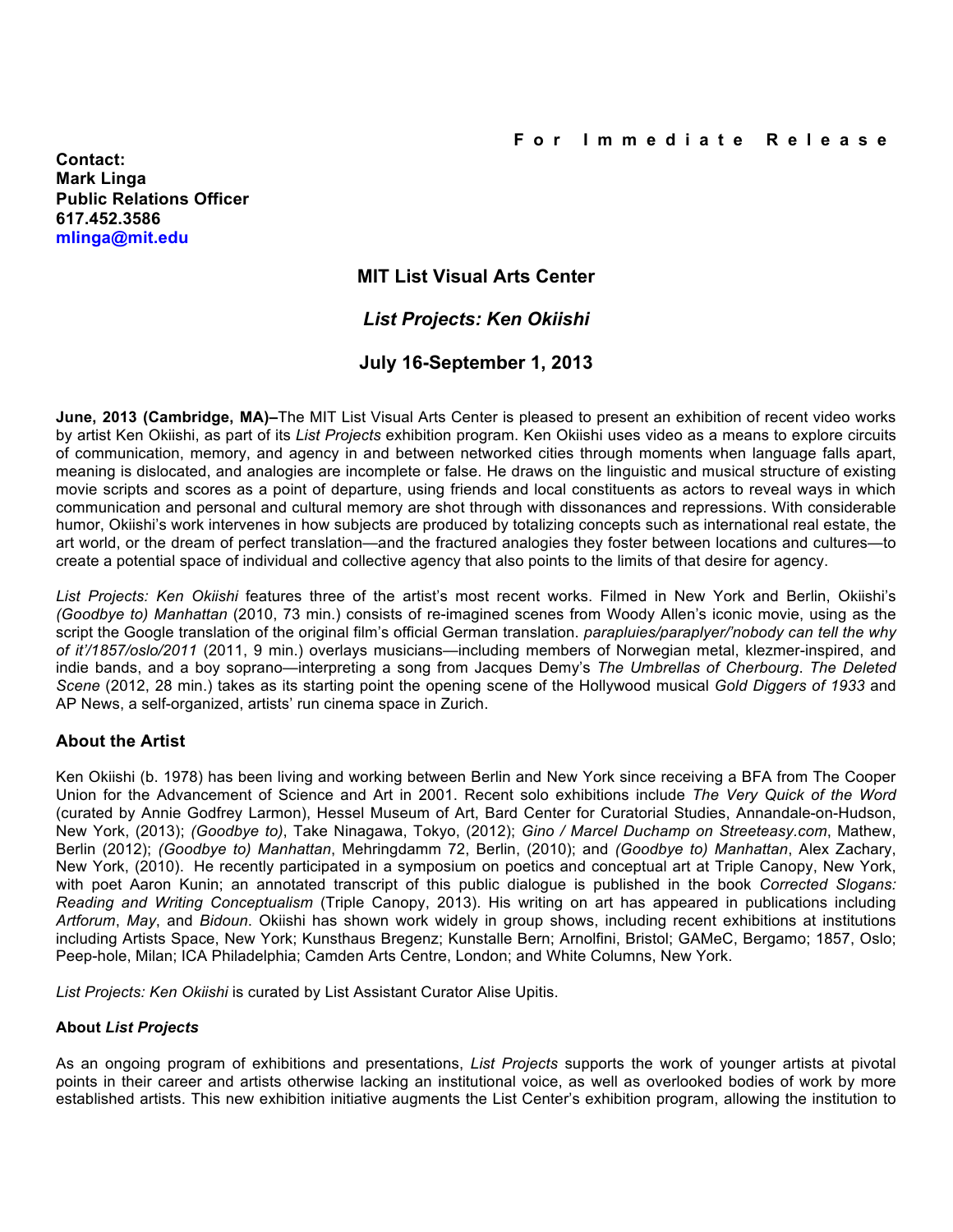**For Immediate Release**

**Contact:**
**Mark Linga**
**Public Relations Officer**
**617.452.3586**
**mlinga@mit.edu**

## MIT List Visual Arts Center

## *List Projects: Ken Okiishi*

## July 16-September 1, 2013

**June, 2013 (Cambridge, MA)–**The MIT List Visual Arts Center is pleased to present an exhibition of recent video works by artist Ken Okiishi, as part of its *List Projects* exhibition program. Ken Okiishi uses video as a means to explore circuits of communication, memory, and agency in and between networked cities through moments when language falls apart, meaning is dislocated, and analogies are incomplete or false. He draws on the linguistic and musical structure of existing movie scripts and scores as a point of departure, using friends and local constituents as actors to reveal ways in which communication and personal and cultural memory are shot through with dissonances and repressions. With considerable humor, Okiishi's work intervenes in how subjects are produced by totalizing concepts such as international real estate, the art world, or the dream of perfect translation—and the fractured analogies they foster between locations and cultures—to create a potential space of individual and collective agency that also points to the limits of that desire for agency.

*List Projects: Ken Okiishi* features three of the artist's most recent works. Filmed in New York and Berlin, Okiishi's *(Goodbye to) Manhattan* (2010, 73 min.) consists of re-imagined scenes from Woody Allen's iconic movie, using as the script the Google translation of the original film's official German translation. *parapluies/paraplyer/'nobody can tell the why of it'/1857/oslo/2011* (2011, 9 min.) overlays musicians—including members of Norwegian metal, klezmer-inspired, and indie bands, and a boy soprano—interpreting a song from Jacques Demy's *The Umbrellas of Cherbourg*. *The Deleted Scene* (2012, 28 min.) takes as its starting point the opening scene of the Hollywood musical *Gold Diggers of 1933* and AP News, a self-organized, artists' run cinema space in Zurich.

### About the Artist

Ken Okiishi (b. 1978) has been living and working between Berlin and New York since receiving a BFA from The Cooper Union for the Advancement of Science and Art in 2001. Recent solo exhibitions include *The Very Quick of the Word* (curated by Annie Godfrey Larmon), Hessel Museum of Art, Bard Center for Curatorial Studies, Annandale-on-Hudson, New York, (2013); *(Goodbye to)*, Take Ninagawa, Tokyo, (2012); *Gino / Marcel Duchamp on Streeteasy.com*, Mathew, Berlin (2012); *(Goodbye to) Manhattan*, Mehringdamm 72, Berlin, (2010); and *(Goodbye to) Manhattan*, Alex Zachary, New York, (2010). He recently participated in a symposium on poetics and conceptual art at Triple Canopy, New York, with poet Aaron Kunin; an annotated transcript of this public dialogue is published in the book *Corrected Slogans: Reading and Writing Conceptualism* (Triple Canopy, 2013). His writing on art has appeared in publications including *Artforum*, *May*, and *Bidoun*. Okiishi has shown work widely in group shows, including recent exhibitions at institutions including Artists Space, New York; Kunsthaus Bregenz; Kunstalle Bern; Arnolfini, Bristol; GAMeC, Bergamo; 1857, Oslo; Peep-hole, Milan; ICA Philadelphia; Camden Arts Centre, London; and White Columns, New York.

*List Projects: Ken Okiishi* is curated by List Assistant Curator Alise Upitis.

#### About *List Projects*

As an ongoing program of exhibitions and presentations, *List Projects* supports the work of younger artists at pivotal points in their career and artists otherwise lacking an institutional voice, as well as overlooked bodies of work by more established artists. This new exhibition initiative augments the List Center's exhibition program, allowing the institution to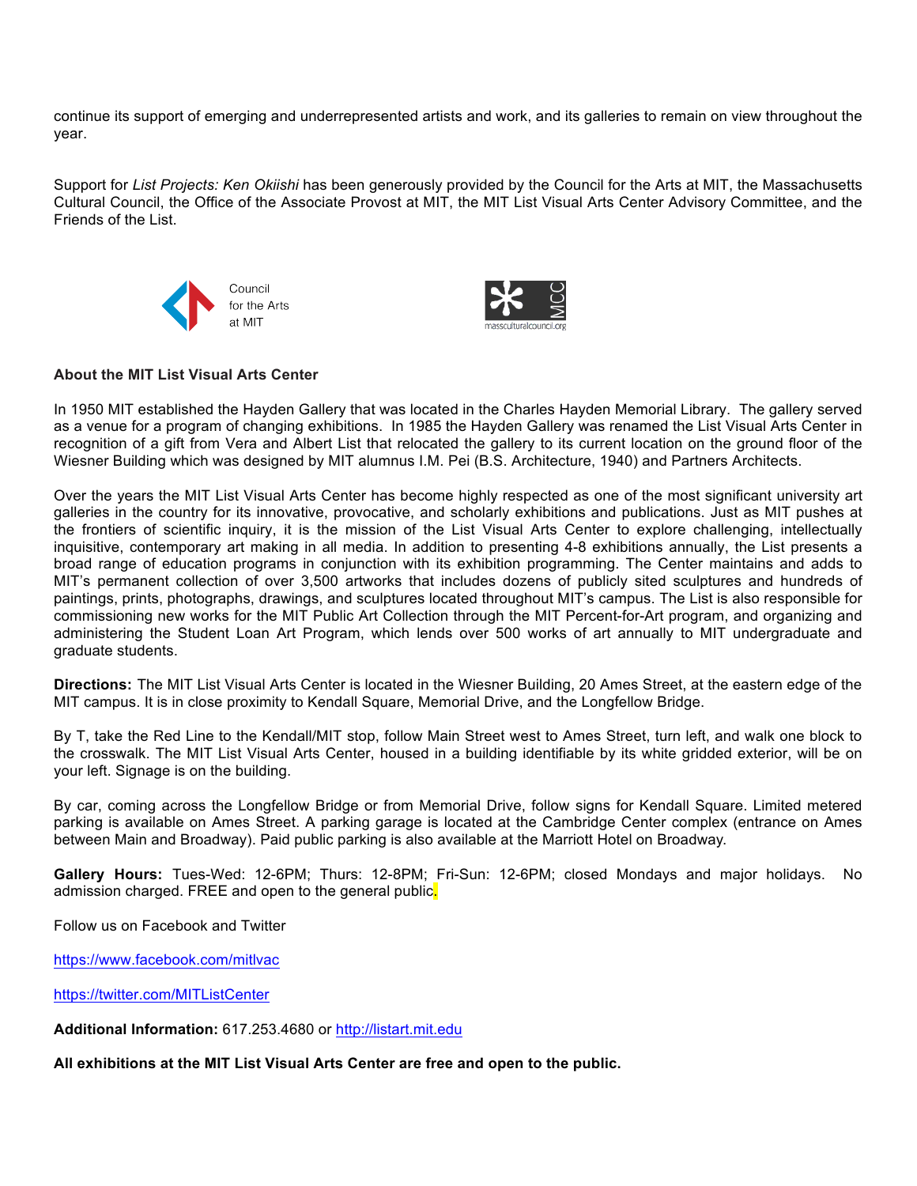continue its support of emerging and underrepresented artists and work, and its galleries to remain on view throughout the year.

Support for *List Projects: Ken Okiishi* has been generously provided by the Council for the Arts at MIT, the Massachusetts Cultural Council, the Office of the Associate Provost at MIT, the MIT List Visual Arts Center Advisory Committee, and the Friends of the List.

Council for the Arts at MIT

MCC massculturalcouncil.org

**About the MIT List Visual Arts Center**

In 1950 MIT established the Hayden Gallery that was located in the Charles Hayden Memorial Library. The gallery served as a venue for a program of changing exhibitions. In 1985 the Hayden Gallery was renamed the List Visual Arts Center in recognition of a gift from Vera and Albert List that relocated the gallery to its current location on the ground floor of the Wiesner Building which was designed by MIT alumnus I.M. Pei (B.S. Architecture, 1940) and Partners Architects.

Over the years the MIT List Visual Arts Center has become highly respected as one of the most significant university art galleries in the country for its innovative, provocative, and scholarly exhibitions and publications. Just as MIT pushes at the frontiers of scientific inquiry, it is the mission of the List Visual Arts Center to explore challenging, intellectually inquisitive, contemporary art making in all media. In addition to presenting 4-8 exhibitions annually, the List presents a broad range of education programs in conjunction with its exhibition programming. The Center maintains and adds to MIT's permanent collection of over 3,500 artworks that includes dozens of publicly sited sculptures and hundreds of paintings, prints, photographs, drawings, and sculptures located throughout MIT's campus. The List is also responsible for commissioning new works for the MIT Public Art Collection through the MIT Percent-for-Art program, and organizing and administering the Student Loan Art Program, which lends over 500 works of art annually to MIT undergraduate and graduate students.

**Directions:** The MIT List Visual Arts Center is located in the Wiesner Building, 20 Ames Street, at the eastern edge of the MIT campus. It is in close proximity to Kendall Square, Memorial Drive, and the Longfellow Bridge.

By T, take the Red Line to the Kendall/MIT stop, follow Main Street west to Ames Street, turn left, and walk one block to the crosswalk. The MIT List Visual Arts Center, housed in a building identifiable by its white gridded exterior, will be on your left. Signage is on the building.

By car, coming across the Longfellow Bridge or from Memorial Drive, follow signs for Kendall Square. Limited metered parking is available on Ames Street. A parking garage is located at the Cambridge Center complex (entrance on Ames between Main and Broadway). Paid public parking is also available at the Marriott Hotel on Broadway.

**Gallery Hours:** Tues-Wed: 12-6PM; Thurs: 12-8PM; Fri-Sun: 12-6PM; closed Mondays and major holidays. No admission charged. FREE and open to the general public.

Follow us on Facebook and Twitter

https://www.facebook.com/mitlvac

https://twitter.com/MITListCenter

**Additional Information:** 617.253.4680 or http://listart.mit.edu

**All exhibitions at the MIT List Visual Arts Center are free and open to the public.**